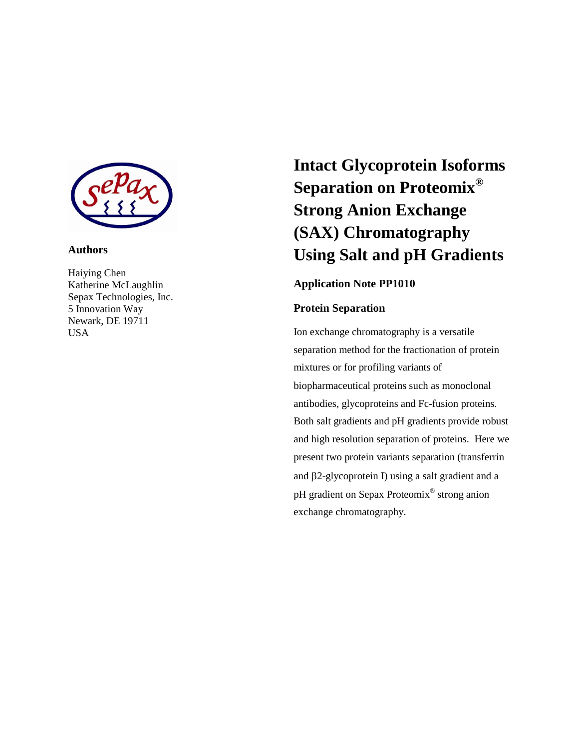# Intact Glycoprotein Isoforms Separation on Proteomix® Strong Anion Exchange (SAX) Chromatography Using Salt and pH Gradients

**Authors**

Haiying Chen
Katherine McLaughlin
Sepax Technologies, Inc.
5 Innovation Way
Newark, DE 19711
USA

**Application Note PP1010**

**Protein Separation**

Ion exchange chromatography is a versatile separation method for the fractionation of protein mixtures or for profiling variants of biopharmaceutical proteins such as monoclonal antibodies, glycoproteins and Fc-fusion proteins. Both salt gradients and pH gradients provide robust and high resolution separation of proteins. Here we present two protein variants separation (transferrin and β2-glycoprotein I) using a salt gradient and a pH gradient on Sepax Proteomix® strong anion exchange chromatography.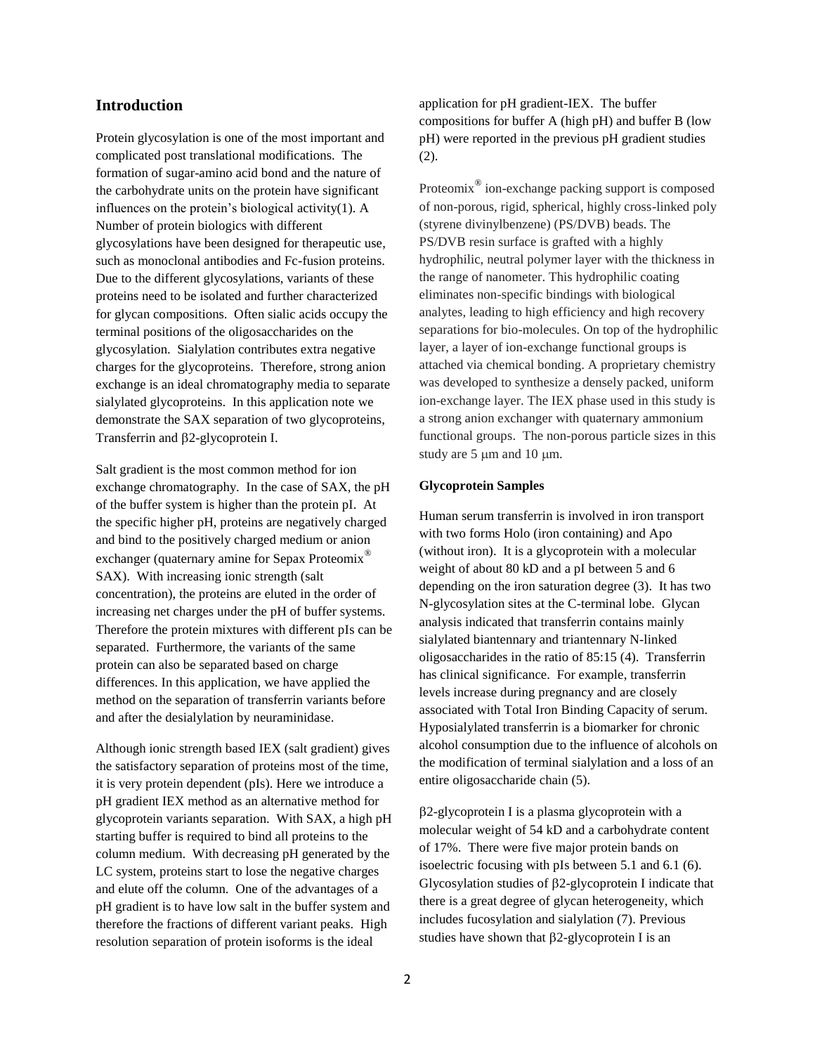## Introduction

Protein glycosylation is one of the most important and complicated post translational modifications. The formation of sugar-amino acid bond and the nature of the carbohydrate units on the protein have significant influences on the protein's biological activity(1). A Number of protein biologics with different glycosylations have been designed for therapeutic use, such as monoclonal antibodies and Fc-fusion proteins. Due to the different glycosylations, variants of these proteins need to be isolated and further characterized for glycan compositions. Often sialic acids occupy the terminal positions of the oligosaccharides on the glycosylation. Sialylation contributes extra negative charges for the glycoproteins. Therefore, strong anion exchange is an ideal chromatography media to separate sialylated glycoproteins. In this application note we demonstrate the SAX separation of two glycoproteins, Transferrin and β2-glycoprotein I.

Salt gradient is the most common method for ion exchange chromatography. In the case of SAX, the pH of the buffer system is higher than the protein pI. At the specific higher pH, proteins are negatively charged and bind to the positively charged medium or anion exchanger (quaternary amine for Sepax Proteomix® SAX). With increasing ionic strength (salt concentration), the proteins are eluted in the order of increasing net charges under the pH of buffer systems. Therefore the protein mixtures with different pIs can be separated. Furthermore, the variants of the same protein can also be separated based on charge differences. In this application, we have applied the method on the separation of transferrin variants before and after the desialylation by neuraminidase.

Although ionic strength based IEX (salt gradient) gives the satisfactory separation of proteins most of the time, it is very protein dependent (pIs). Here we introduce a pH gradient IEX method as an alternative method for glycoprotein variants separation. With SAX, a high pH starting buffer is required to bind all proteins to the column medium. With decreasing pH generated by the LC system, proteins start to lose the negative charges and elute off the column. One of the advantages of a pH gradient is to have low salt in the buffer system and therefore the fractions of different variant peaks. High resolution separation of protein isoforms is the ideal application for pH gradient-IEX. The buffer compositions for buffer A (high pH) and buffer B (low pH) were reported in the previous pH gradient studies (2).

Proteomix® ion-exchange packing support is composed of non-porous, rigid, spherical, highly cross-linked poly (styrene divinylbenzene) (PS/DVB) beads. The PS/DVB resin surface is grafted with a highly hydrophilic, neutral polymer layer with the thickness in the range of nanometer. This hydrophilic coating eliminates non-specific bindings with biological analytes, leading to high efficiency and high recovery separations for bio-molecules. On top of the hydrophilic layer, a layer of ion-exchange functional groups is attached via chemical bonding. A proprietary chemistry was developed to synthesize a densely packed, uniform ion-exchange layer. The IEX phase used in this study is a strong anion exchanger with quaternary ammonium functional groups. The non-porous particle sizes in this study are 5 μm and 10 μm.

**Glycoprotein Samples**

Human serum transferrin is involved in iron transport with two forms Holo (iron containing) and Apo (without iron). It is a glycoprotein with a molecular weight of about 80 kD and a pI between 5 and 6 depending on the iron saturation degree (3). It has two N-glycosylation sites at the C-terminal lobe. Glycan analysis indicated that transferrin contains mainly sialylated biantennary and triantennary N-linked oligosaccharides in the ratio of 85:15 (4). Transferrin has clinical significance. For example, transferrin levels increase during pregnancy and are closely associated with Total Iron Binding Capacity of serum. Hyposialylated transferrin is a biomarker for chronic alcohol consumption due to the influence of alcohols on the modification of terminal sialylation and a loss of an entire oligosaccharide chain (5).

β2-glycoprotein I is a plasma glycoprotein with a molecular weight of 54 kD and a carbohydrate content of 17%. There were five major protein bands on isoelectric focusing with pIs between 5.1 and 6.1 (6). Glycosylation studies of β2-glycoprotein I indicate that there is a great degree of glycan heterogeneity, which includes fucosylation and sialylation (7). Previous studies have shown that β2-glycoprotein I is an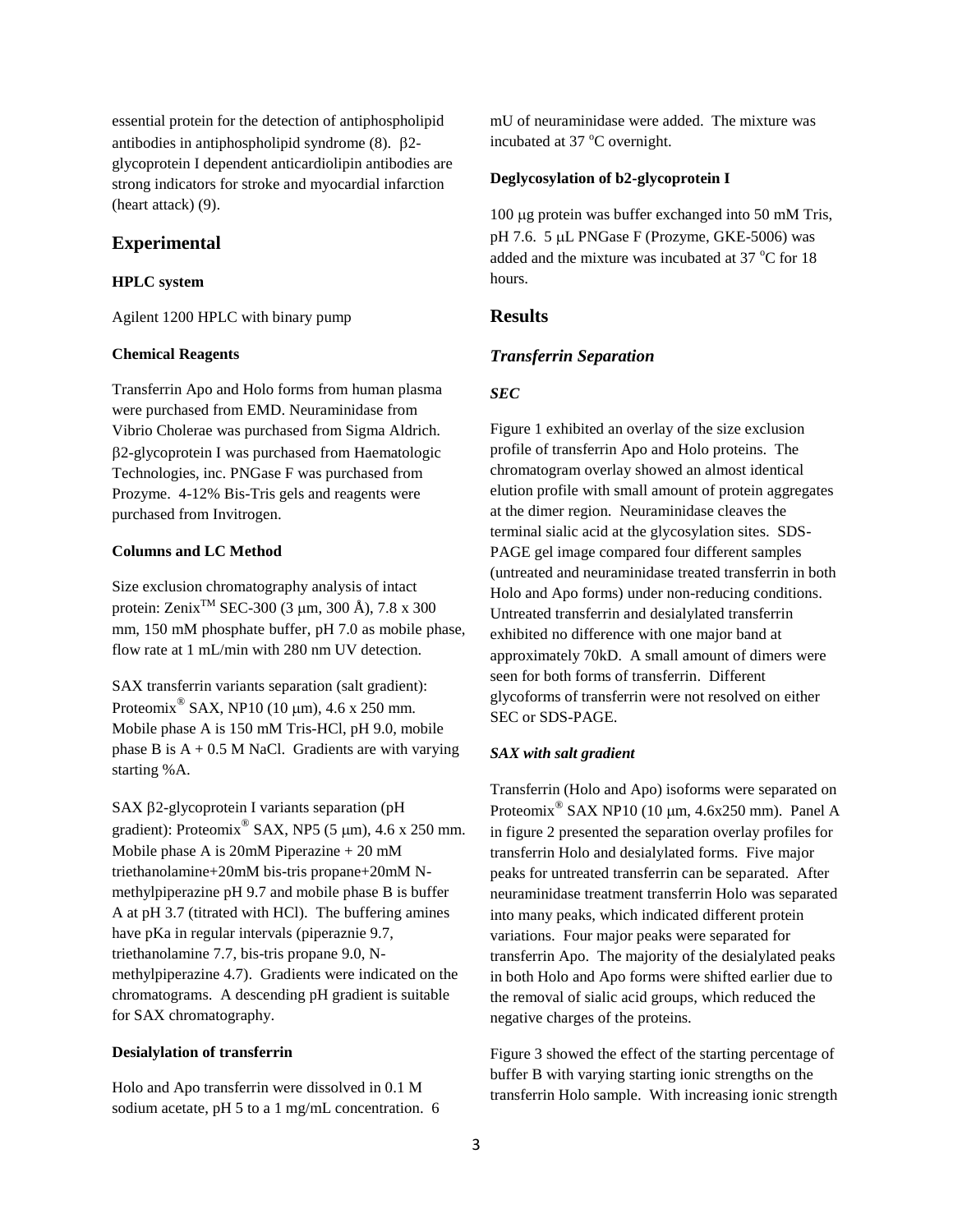essential protein for the detection of antiphospholipid antibodies in antiphospholipid syndrome (8). β2-glycoprotein I dependent anticardiolipin antibodies are strong indicators for stroke and myocardial infarction (heart attack) (9).

## Experimental

**HPLC system**

Agilent 1200 HPLC with binary pump

**Chemical Reagents**

Transferrin Apo and Holo forms from human plasma were purchased from EMD. Neuraminidase from Vibrio Cholerae was purchased from Sigma Aldrich. β2-glycoprotein I was purchased from Haematologic Technologies, inc. PNGase F was purchased from Prozyme. 4-12% Bis-Tris gels and reagents were purchased from Invitrogen.

**Columns and LC Method**

Size exclusion chromatography analysis of intact protein: Zenix™ SEC-300 (3 μm, 300 Å), 7.8 x 300 mm, 150 mM phosphate buffer, pH 7.0 as mobile phase, flow rate at 1 mL/min with 280 nm UV detection.

SAX transferrin variants separation (salt gradient): Proteomix® SAX, NP10 (10 μm), 4.6 x 250 mm. Mobile phase A is 150 mM Tris-HCl, pH 9.0, mobile phase B is A + 0.5 M NaCl. Gradients are with varying starting %A.

SAX β2-glycoprotein I variants separation (pH gradient): Proteomix® SAX, NP5 (5 μm), 4.6 x 250 mm. Mobile phase A is 20mM Piperazine + 20 mM triethanolamine+20mM bis-tris propane+20mM N-methylpiperazine pH 9.7 and mobile phase B is buffer A at pH 3.7 (titrated with HCl). The buffering amines have pKa in regular intervals (piperaznie 9.7, triethanolamine 7.7, bis-tris propane 9.0, N-methylpiperazine 4.7). Gradients were indicated on the chromatograms. A descending pH gradient is suitable for SAX chromatography.

**Desialylation of transferrin**

Holo and Apo transferrin were dissolved in 0.1 M sodium acetate, pH 5 to a 1 mg/mL concentration. 6 mU of neuraminidase were added. The mixture was incubated at 37 °C overnight.

**Deglycosylation of b2-glycoprotein I**

100 μg protein was buffer exchanged into 50 mM Tris, pH 7.6. 5 μL PNGase F (Prozyme, GKE-5006) was added and the mixture was incubated at 37 °C for 18 hours.

## Results

### *Transferrin Separation*

***SEC***

Figure 1 exhibited an overlay of the size exclusion profile of transferrin Apo and Holo proteins. The chromatogram overlay showed an almost identical elution profile with small amount of protein aggregates at the dimer region. Neuraminidase cleaves the terminal sialic acid at the glycosylation sites. SDS-PAGE gel image compared four different samples (untreated and neuraminidase treated transferrin in both Holo and Apo forms) under non-reducing conditions. Untreated transferrin and desialylated transferrin exhibited no difference with one major band at approximately 70kD. A small amount of dimers were seen for both forms of transferrin. Different glycoforms of transferrin were not resolved on either SEC or SDS-PAGE.

***SAX with salt gradient***

Transferrin (Holo and Apo) isoforms were separated on Proteomix® SAX NP10 (10 μm, 4.6x250 mm). Panel A in figure 2 presented the separation overlay profiles for transferrin Holo and desialylated forms. Five major peaks for untreated transferrin can be separated. After neuraminidase treatment transferrin Holo was separated into many peaks, which indicated different protein variations. Four major peaks were separated for transferrin Apo. The majority of the desialylated peaks in both Holo and Apo forms were shifted earlier due to the removal of sialic acid groups, which reduced the negative charges of the proteins.

Figure 3 showed the effect of the starting percentage of buffer B with varying starting ionic strengths on the transferrin Holo sample. With increasing ionic strength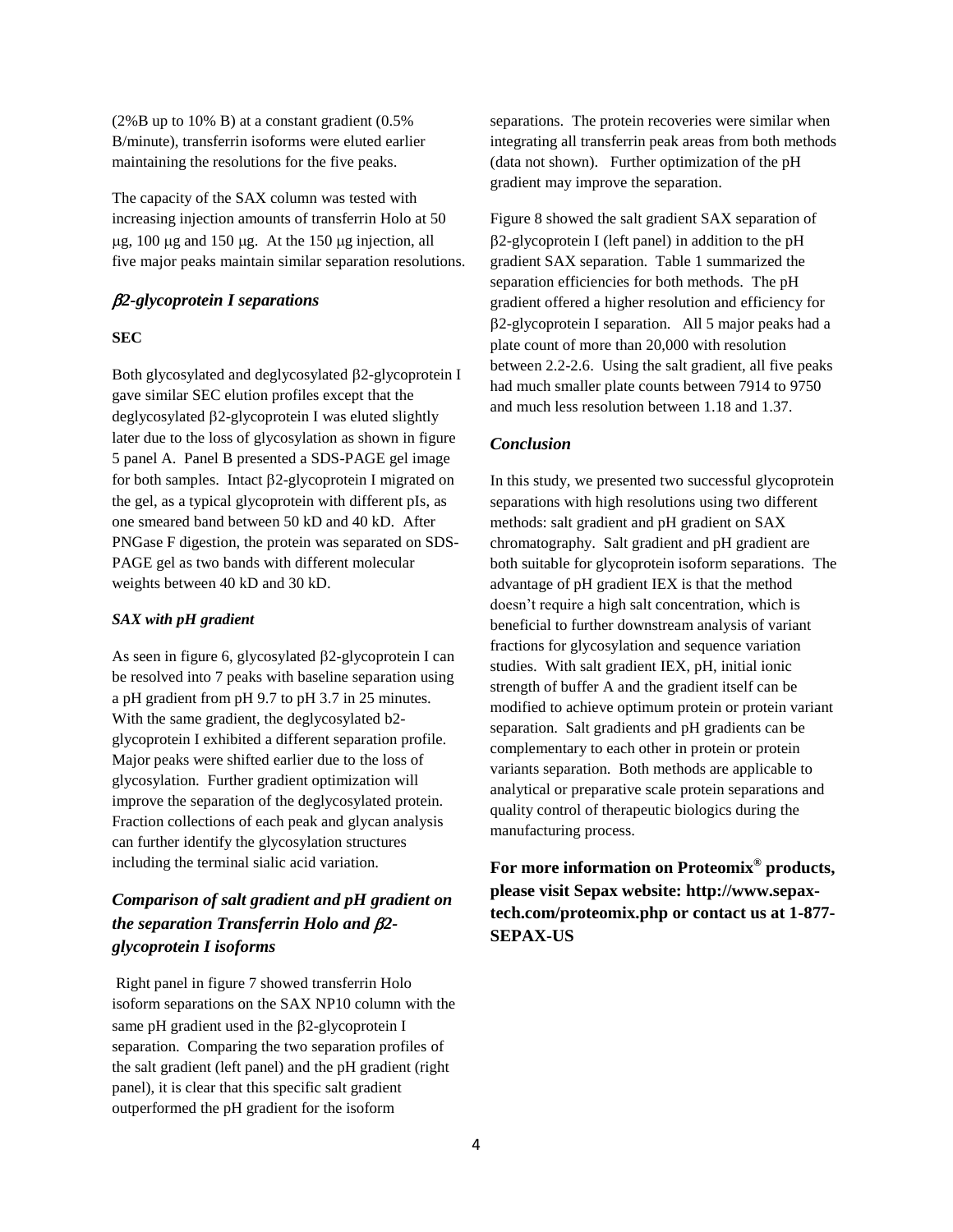(2%B up to 10% B) at a constant gradient (0.5% B/minute), transferrin isoforms were eluted earlier maintaining the resolutions for the five peaks.

The capacity of the SAX column was tested with increasing injection amounts of transferrin Holo at 50 μg, 100 μg and 150 μg. At the 150 μg injection, all five major peaks maintain similar separation resolutions.

## *β2-glycoprotein I separations*

**SEC**

Both glycosylated and deglycosylated β2-glycoprotein I gave similar SEC elution profiles except that the deglycosylated β2-glycoprotein I was eluted slightly later due to the loss of glycosylation as shown in figure 5 panel A. Panel B presented a SDS-PAGE gel image for both samples. Intact β2-glycoprotein I migrated on the gel, as a typical glycoprotein with different pIs, as one smeared band between 50 kD and 40 kD. After PNGase F digestion, the protein was separated on SDS-PAGE gel as two bands with different molecular weights between 40 kD and 30 kD.

***SAX with pH gradient***

As seen in figure 6, glycosylated β2-glycoprotein I can be resolved into 7 peaks with baseline separation using a pH gradient from pH 9.7 to pH 3.7 in 25 minutes. With the same gradient, the deglycosylated b2-glycoprotein I exhibited a different separation profile. Major peaks were shifted earlier due to the loss of glycosylation. Further gradient optimization will improve the separation of the deglycosylated protein. Fraction collections of each peak and glycan analysis can further identify the glycosylation structures including the terminal sialic acid variation.

## *Comparison of salt gradient and pH gradient on the separation Transferrin Holo and β2-glycoprotein I isoforms*

Right panel in figure 7 showed transferrin Holo isoform separations on the SAX NP10 column with the same pH gradient used in the β2-glycoprotein I separation. Comparing the two separation profiles of the salt gradient (left panel) and the pH gradient (right panel), it is clear that this specific salt gradient outperformed the pH gradient for the isoform separations. The protein recoveries were similar when integrating all transferrin peak areas from both methods (data not shown). Further optimization of the pH gradient may improve the separation.

Figure 8 showed the salt gradient SAX separation of β2-glycoprotein I (left panel) in addition to the pH gradient SAX separation. Table 1 summarized the separation efficiencies for both methods. The pH gradient offered a higher resolution and efficiency for β2-glycoprotein I separation. All 5 major peaks had a plate count of more than 20,000 with resolution between 2.2-2.6. Using the salt gradient, all five peaks had much smaller plate counts between 7914 to 9750 and much less resolution between 1.18 and 1.37.

## *Conclusion*

In this study, we presented two successful glycoprotein separations with high resolutions using two different methods: salt gradient and pH gradient on SAX chromatography. Salt gradient and pH gradient are both suitable for glycoprotein isoform separations. The advantage of pH gradient IEX is that the method doesn't require a high salt concentration, which is beneficial to further downstream analysis of variant fractions for glycosylation and sequence variation studies. With salt gradient IEX, pH, initial ionic strength of buffer A and the gradient itself can be modified to achieve optimum protein or protein variant separation. Salt gradients and pH gradients can be complementary to each other in protein or protein variants separation. Both methods are applicable to analytical or preparative scale protein separations and quality control of therapeutic biologics during the manufacturing process.

**For more information on Proteomix® products, please visit Sepax website: http://www.sepax-tech.com/proteomix.php or contact us at 1-877-SEPAX-US**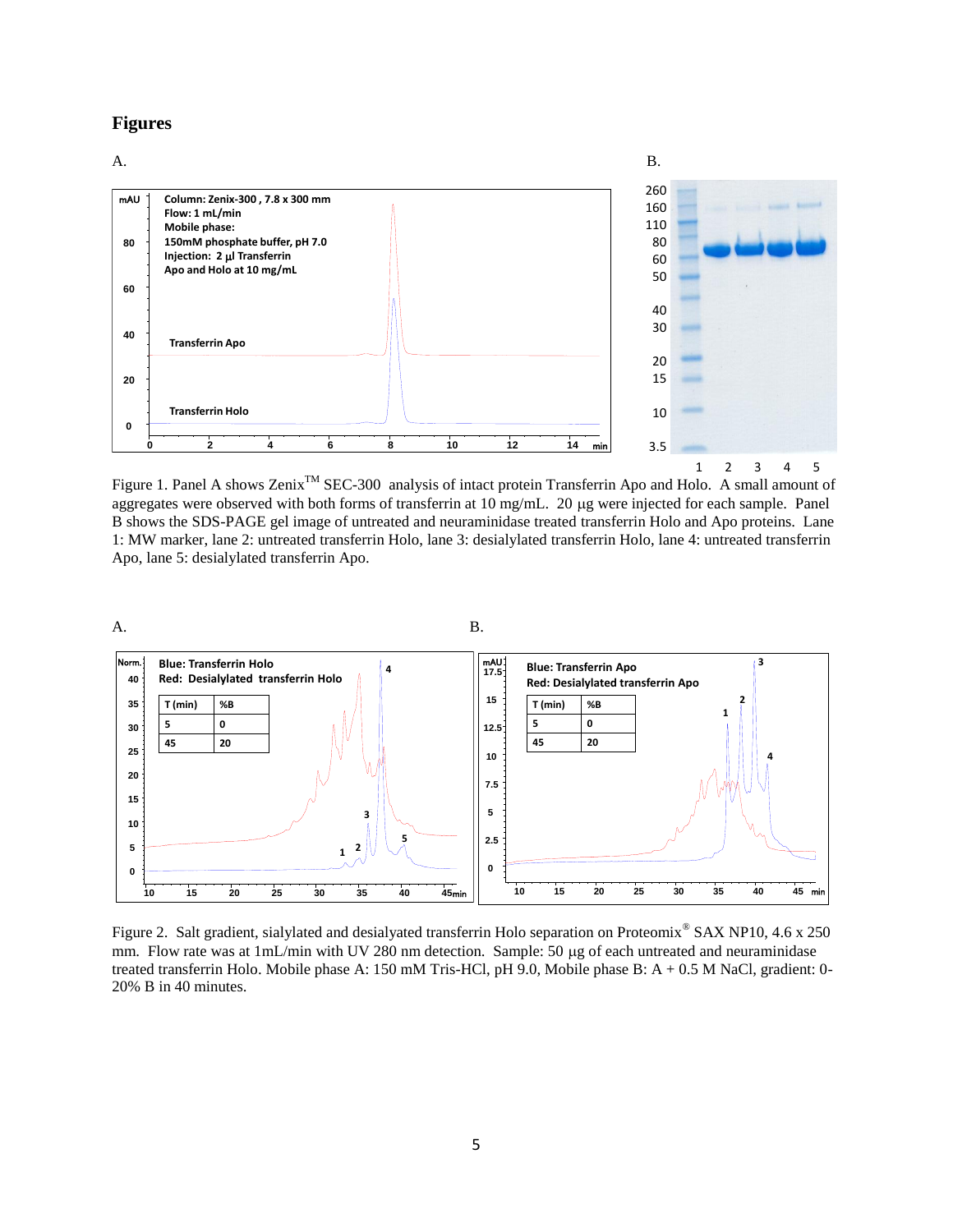# Figures

A.

B.

Figure 1. Panel A shows Zenix™ SEC-300 analysis of intact protein Transferrin Apo and Holo. A small amount of aggregates were observed with both forms of transferrin at 10 mg/mL. 20 μg were injected for each sample. Panel B shows the SDS-PAGE gel image of untreated and neuraminidase treated transferrin Holo and Apo proteins. Lane 1: MW marker, lane 2: untreated transferrin Holo, lane 3: desialylated transferrin Holo, lane 4: untreated transferrin Apo, lane 5: desialylated transferrin Apo.

A.

B.

Figure 2. Salt gradient, sialylated and desialyated transferrin Holo separation on Proteomix® SAX NP10, 4.6 x 250 mm. Flow rate was at 1mL/min with UV 280 nm detection. Sample: 50 μg of each untreated and neuraminidase treated transferrin Holo. Mobile phase A: 150 mM Tris-HCl, pH 9.0, Mobile phase B: A + 0.5 M NaCl, gradient: 0-20% B in 40 minutes.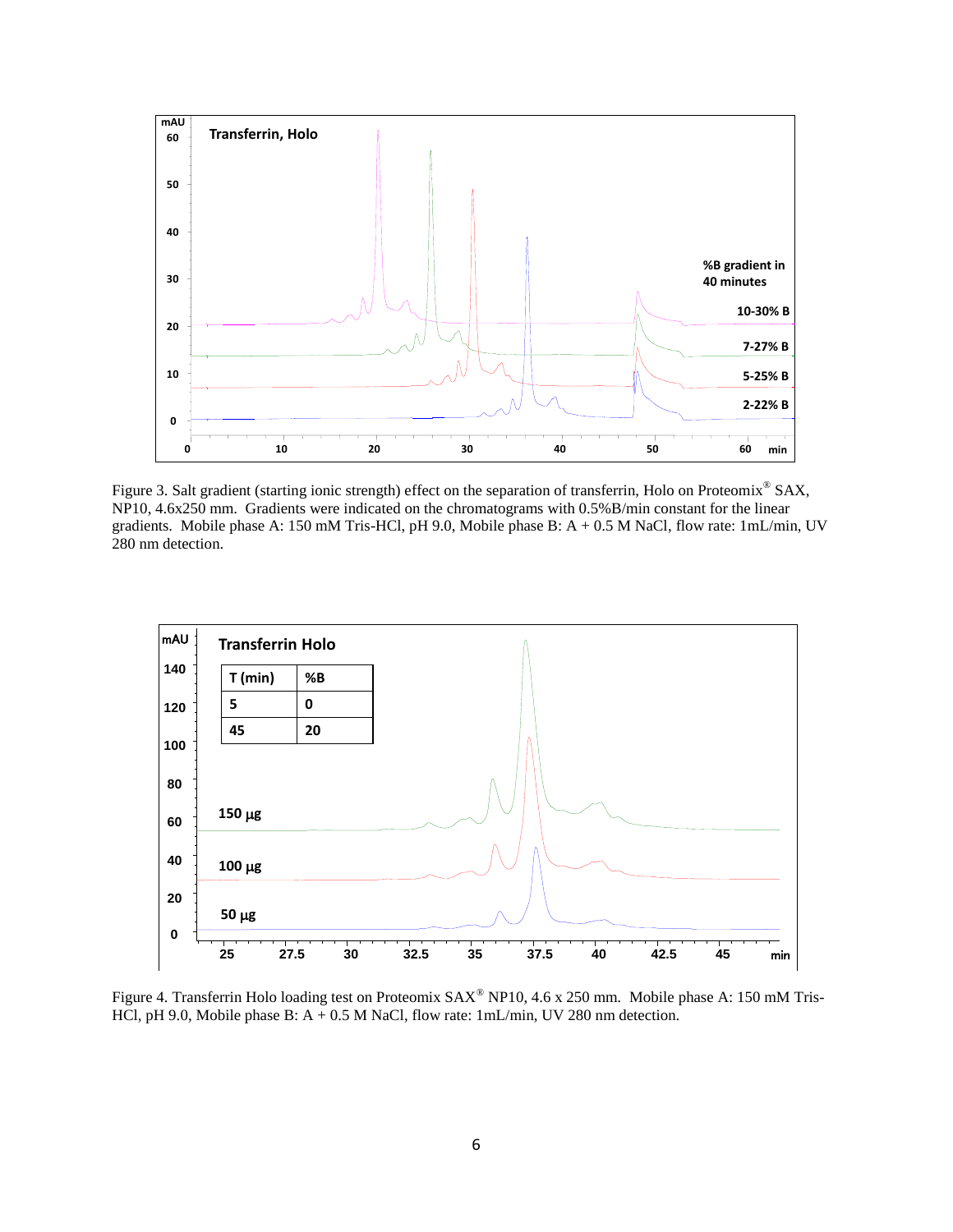Figure 3. Salt gradient (starting ionic strength) effect on the separation of transferrin, Holo on Proteomix® SAX, NP10, 4.6x250 mm. Gradients were indicated on the chromatograms with 0.5%B/min constant for the linear gradients. Mobile phase A: 150 mM Tris-HCl, pH 9.0, Mobile phase B: A + 0.5 M NaCl, flow rate: 1mL/min, UV 280 nm detection.

Figure 4. Transferrin Holo loading test on Proteomix SAX® NP10, 4.6 x 250 mm. Mobile phase A: 150 mM Tris-HCl, pH 9.0, Mobile phase B: A + 0.5 M NaCl, flow rate: 1mL/min, UV 280 nm detection.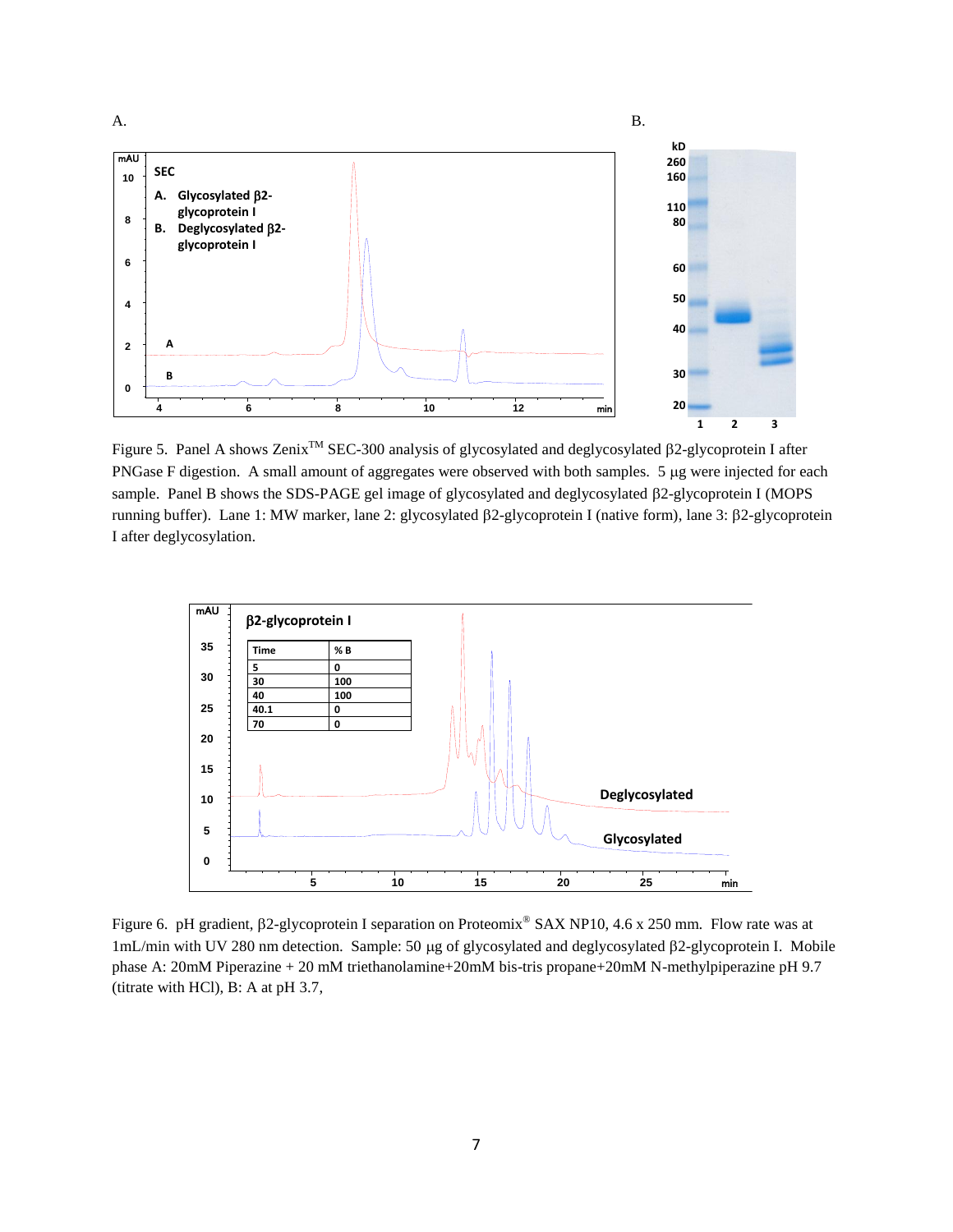Figure 5. Panel A shows Zenix™ SEC-300 analysis of glycosylated and deglycosylated β2-glycoprotein I after PNGase F digestion. A small amount of aggregates were observed with both samples. 5 μg were injected for each sample. Panel B shows the SDS-PAGE gel image of glycosylated and deglycosylated β2-glycoprotein I (MOPS running buffer). Lane 1: MW marker, lane 2: glycosylated β2-glycoprotein I (native form), lane 3: β2-glycoprotein I after deglycosylation.

| Time | % B |
|---|---|
| 5 | 0 |
| 30 | 100 |
| 40 | 100 |
| 40.1 | 0 |
| 70 | 0 |

Figure 6. pH gradient, β2-glycoprotein I separation on Proteomix® SAX NP10, 4.6 x 250 mm. Flow rate was at 1mL/min with UV 280 nm detection. Sample: 50 μg of glycosylated and deglycosylated β2-glycoprotein I. Mobile phase A: 20mM Piperazine + 20 mM triethanolamine+20mM bis-tris propane+20mM N-methylpiperazine pH 9.7 (titrate with HCl), B: A at pH 3.7,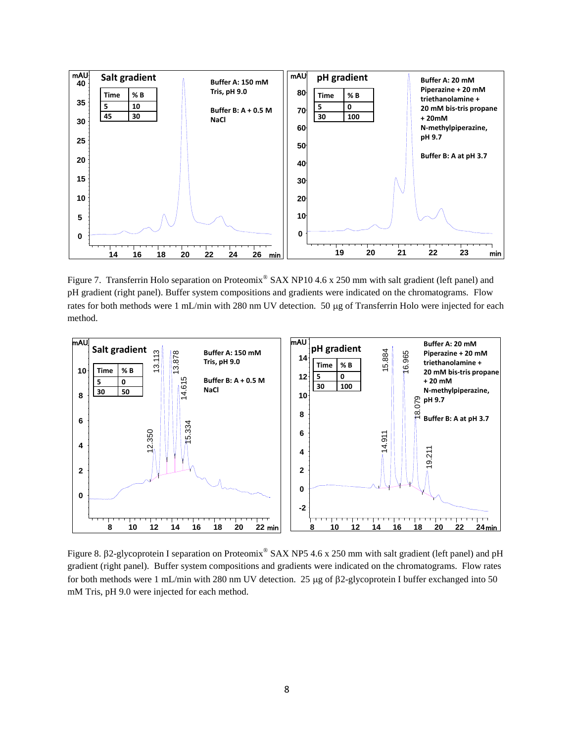Figure 7. Transferrin Holo separation on Proteomix® SAX NP10 4.6 x 250 mm with salt gradient (left panel) and pH gradient (right panel). Buffer system compositions and gradients were indicated on the chromatograms. Flow rates for both methods were 1 mL/min with 280 nm UV detection. 50 μg of Transferrin Holo were injected for each method.

Figure 8. β2-glycoprotein I separation on Proteomix® SAX NP5 4.6 x 250 mm with salt gradient (left panel) and pH gradient (right panel). Buffer system compositions and gradients were indicated on the chromatograms. Flow rates for both methods were 1 mL/min with 280 nm UV detection. 25 μg of β2-glycoprotein I buffer exchanged into 50 mM Tris, pH 9.0 were injected for each method.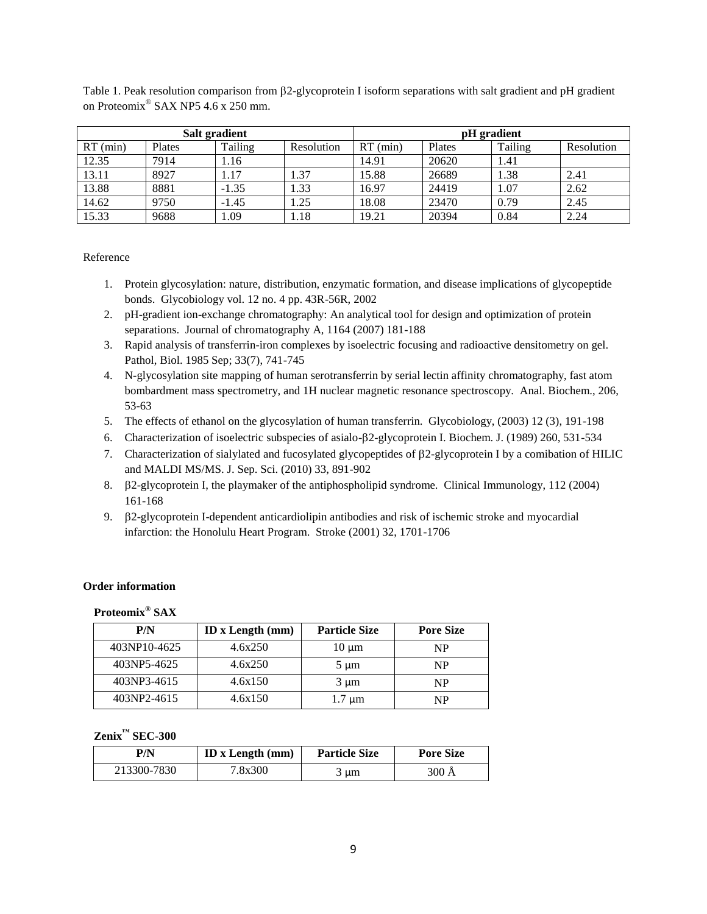Table 1. Peak resolution comparison from β2-glycoprotein I isoform separations with salt gradient and pH gradient on Proteomix® SAX NP5 4.6 x 250 mm.

| Salt gradient | | | | pH gradient | | | |
|---|---|---|---|---|---|---|---|
| RT (min) | Plates | Tailing | Resolution | RT (min) | Plates | Tailing | Resolution |
| 12.35 | 7914 | 1.16 | | 14.91 | 20620 | 1.41 | |
| 13.11 | 8927 | 1.17 | 1.37 | 15.88 | 26689 | 1.38 | 2.41 |
| 13.88 | 8881 | -1.35 | 1.33 | 16.97 | 24419 | 1.07 | 2.62 |
| 14.62 | 9750 | -1.45 | 1.25 | 18.08 | 23470 | 0.79 | 2.45 |
| 15.33 | 9688 | 1.09 | 1.18 | 19.21 | 20394 | 0.84 | 2.24 |

Reference

1. Protein glycosylation: nature, distribution, enzymatic formation, and disease implications of glycopeptide bonds. Glycobiology vol. 12 no. 4 pp. 43R-56R, 2002
2. pH-gradient ion-exchange chromatography: An analytical tool for design and optimization of protein separations. Journal of chromatography A, 1164 (2007) 181-188
3. Rapid analysis of transferrin-iron complexes by isoelectric focusing and radioactive densitometry on gel. Pathol, Biol. 1985 Sep; 33(7), 741-745
4. N-glycosylation site mapping of human serotransferrin by serial lectin affinity chromatography, fast atom bombardment mass spectrometry, and 1H nuclear magnetic resonance spectroscopy. Anal. Biochem., 206, 53-63
5. The effects of ethanol on the glycosylation of human transferrin. Glycobiology, (2003) 12 (3), 191-198
6. Characterization of isoelectric subspecies of asialo-β2-glycoprotein I. Biochem. J. (1989) 260, 531-534
7. Characterization of sialylated and fucosylated glycopeptides of β2-glycoprotein I by a comibation of HILIC and MALDI MS/MS. J. Sep. Sci. (2010) 33, 891-902
8. β2-glycoprotein I, the playmaker of the antiphospholipid syndrome. Clinical Immunology, 112 (2004) 161-168
9. β2-glycoprotein I-dependent anticardiolipin antibodies and risk of ischemic stroke and myocardial infarction: the Honolulu Heart Program. Stroke (2001) 32, 1701-1706

**Order information**

**Proteomix® SAX**

| P/N | ID x Length (mm) | Particle Size | Pore Size |
|---|---|---|---|
| 403NP10-4625 | 4.6x250 | 10 µm | NP |
| 403NP5-4625 | 4.6x250 | 5 µm | NP |
| 403NP3-4615 | 4.6x150 | 3 µm | NP |
| 403NP2-4615 | 4.6x150 | 1.7 µm | NP |

**Zenix™ SEC-300**

| P/N | ID x Length (mm) | Particle Size | Pore Size |
|---|---|---|---|
| 213300-7830 | 7.8x300 | 3 µm | 300 Å |